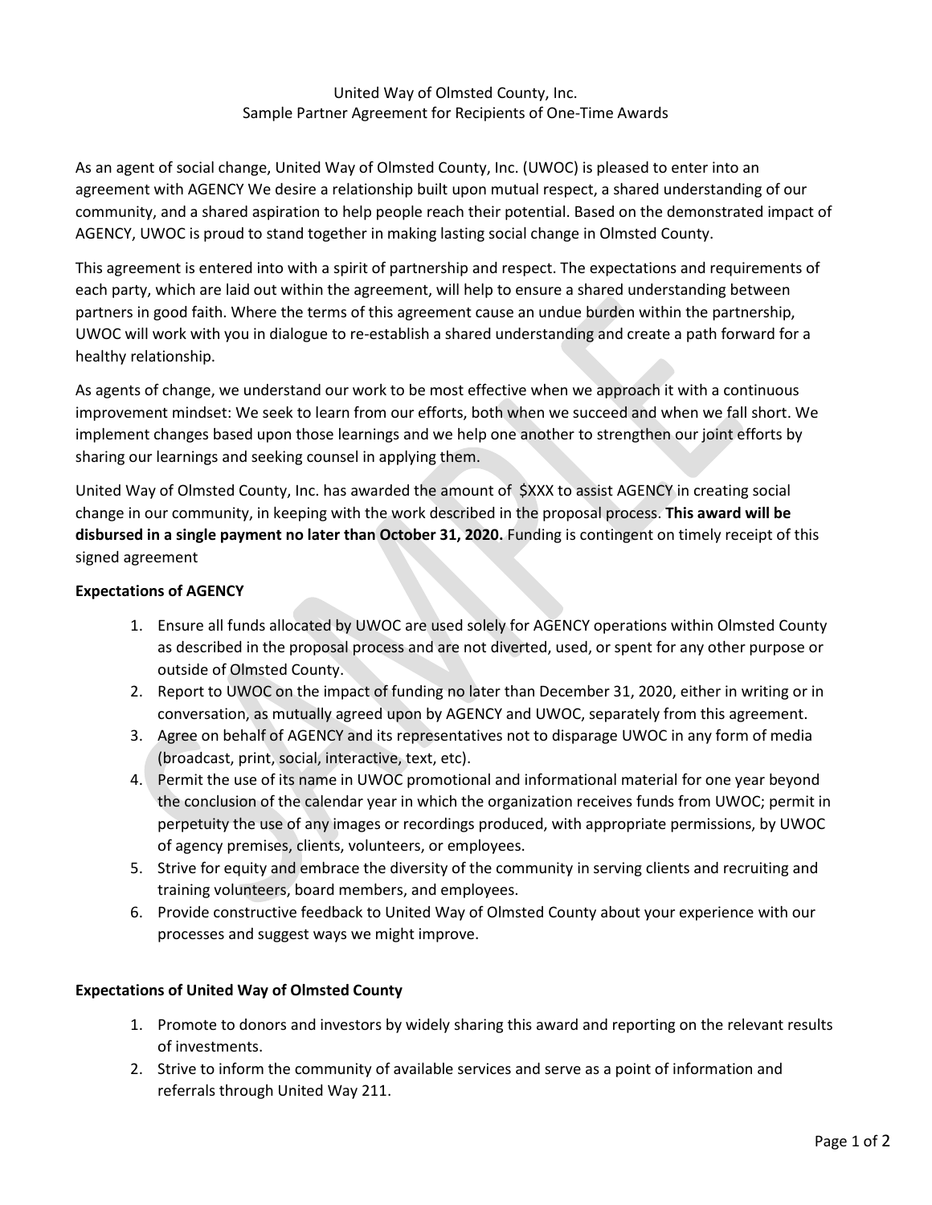United Way of Olmsted County, Inc.
Sample Partner Agreement for Recipients of One-Time Awards

As an agent of social change, United Way of Olmsted County, Inc. (UWOC) is pleased to enter into an agreement with AGENCY We desire a relationship built upon mutual respect, a shared understanding of our community, and a shared aspiration to help people reach their potential. Based on the demonstrated impact of AGENCY, UWOC is proud to stand together in making lasting social change in Olmsted County.

This agreement is entered into with a spirit of partnership and respect. The expectations and requirements of each party, which are laid out within the agreement, will help to ensure a shared understanding between partners in good faith. Where the terms of this agreement cause an undue burden within the partnership, UWOC will work with you in dialogue to re-establish a shared understanding and create a path forward for a healthy relationship.

As agents of change, we understand our work to be most effective when we approach it with a continuous improvement mindset: We seek to learn from our efforts, both when we succeed and when we fall short. We implement changes based upon those learnings and we help one another to strengthen our joint efforts by sharing our learnings and seeking counsel in applying them.

United Way of Olmsted County, Inc. has awarded the amount of $XXX to assist AGENCY in creating social change in our community, in keeping with the work described in the proposal process. **This award will be disbursed in a single payment no later than October 31, 2020.** Funding is contingent on timely receipt of this signed agreement

**Expectations of AGENCY**

1. Ensure all funds allocated by UWOC are used solely for AGENCY operations within Olmsted County as described in the proposal process and are not diverted, used, or spent for any other purpose or outside of Olmsted County.
2. Report to UWOC on the impact of funding no later than December 31, 2020, either in writing or in conversation, as mutually agreed upon by AGENCY and UWOC, separately from this agreement.
3. Agree on behalf of AGENCY and its representatives not to disparage UWOC in any form of media (broadcast, print, social, interactive, text, etc).
4. Permit the use of its name in UWOC promotional and informational material for one year beyond the conclusion of the calendar year in which the organization receives funds from UWOC; permit in perpetuity the use of any images or recordings produced, with appropriate permissions, by UWOC of agency premises, clients, volunteers, or employees.
5. Strive for equity and embrace the diversity of the community in serving clients and recruiting and training volunteers, board members, and employees.
6. Provide constructive feedback to United Way of Olmsted County about your experience with our processes and suggest ways we might improve.

**Expectations of United Way of Olmsted County**

1. Promote to donors and investors by widely sharing this award and reporting on the relevant results of investments.
2. Strive to inform the community of available services and serve as a point of information and referrals through United Way 211.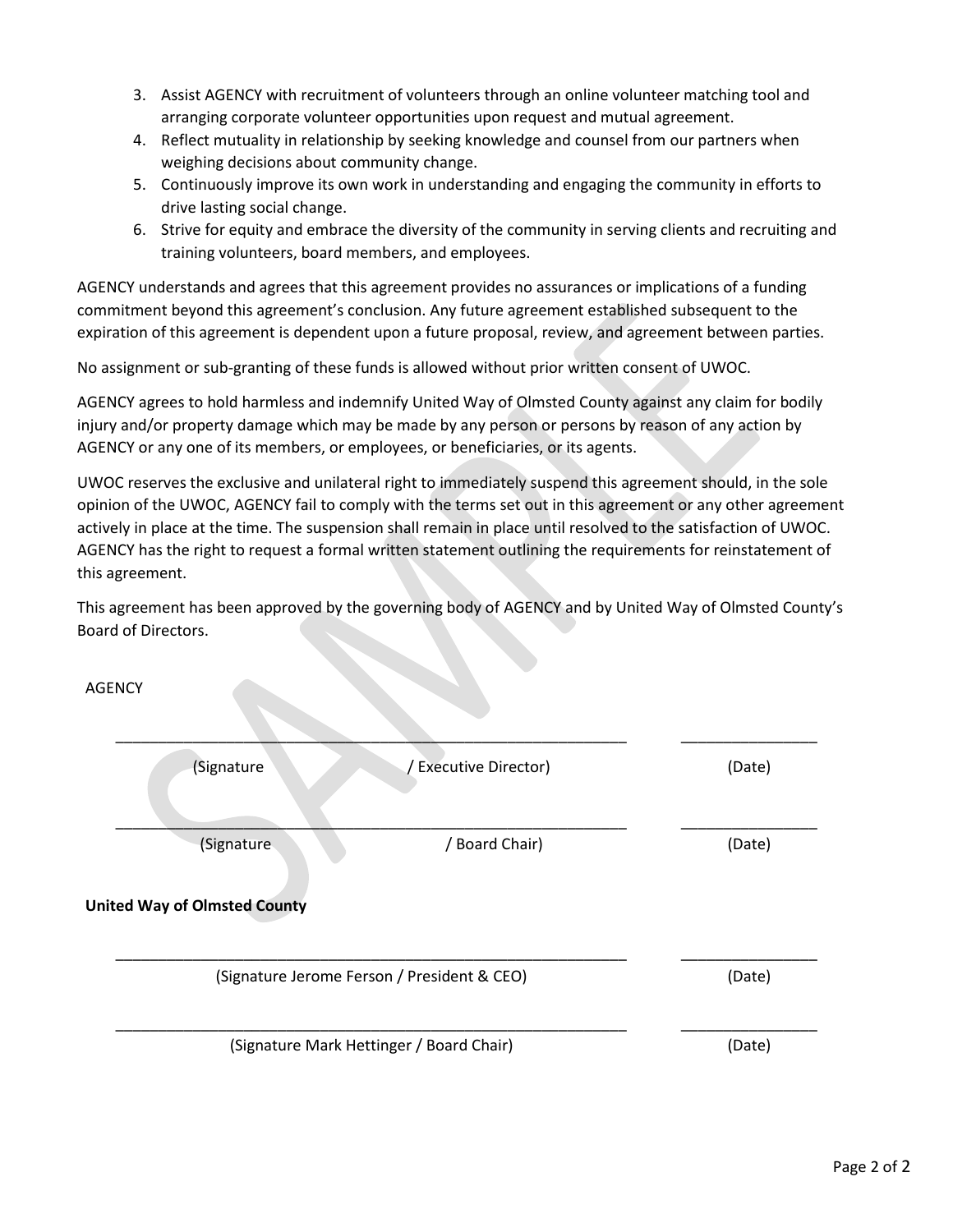3. Assist AGENCY with recruitment of volunteers through an online volunteer matching tool and arranging corporate volunteer opportunities upon request and mutual agreement.
4. Reflect mutuality in relationship by seeking knowledge and counsel from our partners when weighing decisions about community change.
5. Continuously improve its own work in understanding and engaging the community in efforts to drive lasting social change.
6. Strive for equity and embrace the diversity of the community in serving clients and recruiting and training volunteers, board members, and employees.

AGENCY understands and agrees that this agreement provides no assurances or implications of a funding commitment beyond this agreement's conclusion. Any future agreement established subsequent to the expiration of this agreement is dependent upon a future proposal, review, and agreement between parties.

No assignment or sub-granting of these funds is allowed without prior written consent of UWOC.

AGENCY agrees to hold harmless and indemnify United Way of Olmsted County against any claim for bodily injury and/or property damage which may be made by any person or persons by reason of any action by AGENCY or any one of its members, or employees, or beneficiaries, or its agents.

UWOC reserves the exclusive and unilateral right to immediately suspend this agreement should, in the sole opinion of the UWOC, AGENCY fail to comply with the terms set out in this agreement or any other agreement actively in place at the time. The suspension shall remain in place until resolved to the satisfaction of UWOC. AGENCY has the right to request a formal written statement outlining the requirements for reinstatement of this agreement.

This agreement has been approved by the governing body of AGENCY and by United Way of Olmsted County's Board of Directors.

AGENCY

\_\_\_\_\_\_\_\_\_\_\_\_\_\_\_\_\_\_\_\_\_\_\_\_\_\_\_\_\_\_\_\_\_\_\_\_\_\_\_\_\_\_\_\_\_\_\_\_\_\_\_\_\_\_\_\_ \_\_\_\_\_\_\_\_\_\_\_\_\_\_\_

(Signature / Executive Director) (Date)

\_\_\_\_\_\_\_\_\_\_\_\_\_\_\_\_\_\_\_\_\_\_\_\_\_\_\_\_\_\_\_\_\_\_\_\_\_\_\_\_\_\_\_\_\_\_\_\_\_\_\_\_\_\_\_\_ \_\_\_\_\_\_\_\_\_\_\_\_\_\_\_

(Signature / Board Chair) (Date)

**United Way of Olmsted County**

\_\_\_\_\_\_\_\_\_\_\_\_\_\_\_\_\_\_\_\_\_\_\_\_\_\_\_\_\_\_\_\_\_\_\_\_\_\_\_\_\_\_\_\_\_\_\_\_\_\_\_\_\_\_\_\_ \_\_\_\_\_\_\_\_\_\_\_\_\_\_\_

(Signature Jerome Ferson / President & CEO) (Date)

\_\_\_\_\_\_\_\_\_\_\_\_\_\_\_\_\_\_\_\_\_\_\_\_\_\_\_\_\_\_\_\_\_\_\_\_\_\_\_\_\_\_\_\_\_\_\_\_\_\_\_\_\_\_\_\_ \_\_\_\_\_\_\_\_\_\_\_\_\_\_\_

(Signature Mark Hettinger / Board Chair) (Date)